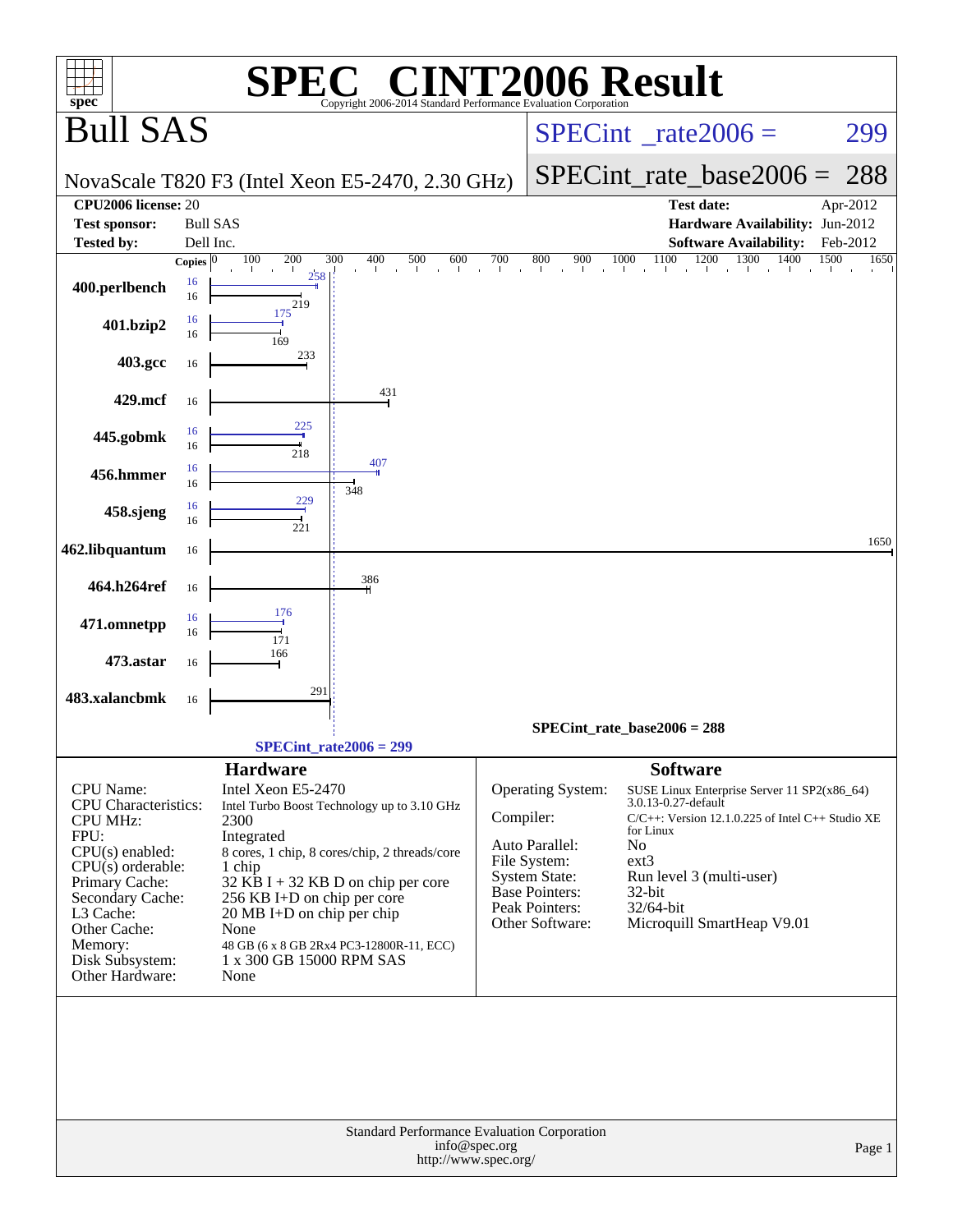# SPEC CINT2006 Result

Copyright 2006-2014 Standard Performance Evaluation Corporation

## Bull SAS

NovaScale T820 F3 (Intel Xeon E5-2470, 2.30 GHz)

SPECint_rate2006 = 299

SPECint_rate_base2006 = 288

| | | | |
|---|---|---|---|
| **CPU2006 license:** | 20 | **Test date:** | Apr-2012 |
| **Test sponsor:** | Bull SAS | **Hardware Availability:** | Jun-2012 |
| **Tested by:** | Dell Inc. | **Software Availability:** | Feb-2012 |

| Benchmark | Copies (peak) | Peak | Copies (base) | Base |
|---|---|---|---|---|
| 400.perlbench | 16 | 258 | 16 | 219 |
| 401.bzip2 | 16 | 175 | 16 | 169 |
| 403.gcc | | | 16 | 233 |
| 429.mcf | | | 16 | 431 |
| 445.gobmk | 16 | 225 | 16 | 218 |
| 456.hmmer | 16 | 407 | 16 | 348 |
| 458.sjeng | 16 | 229 | 16 | 221 |
| 462.libquantum | | | 16 | 1650 |
| 464.h264ref | | | 16 | 386 |
| 471.omnetpp | 16 | 176 | 16 | 171 |
| 473.astar | | | 16 | 166 |
| 483.xalancbmk | | | 16 | 291 |

SPECint_rate_base2006 = 288

SPECint_rate2006 = 299

### Hardware

| | |
|---|---|
| CPU Name: | Intel Xeon E5-2470 |
| CPU Characteristics: | Intel Turbo Boost Technology up to 3.10 GHz |
| CPU MHz: | 2300 |
| FPU: | Integrated |
| CPU(s) enabled: | 8 cores, 1 chip, 8 cores/chip, 2 threads/core |
| CPU(s) orderable: | 1 chip |
| Primary Cache: | 32 KB I + 32 KB D on chip per core |
| Secondary Cache: | 256 KB I+D on chip per core |
| L3 Cache: | 20 MB I+D on chip per chip |
| Other Cache: | None |
| Memory: | 48 GB (6 x 8 GB 2Rx4 PC3-12800R-11, ECC) |
| Disk Subsystem: | 1 x 300 GB 15000 RPM SAS |
| Other Hardware: | None |

### Software

| | |
|---|---|
| Operating System: | SUSE Linux Enterprise Server 11 SP2(x86_64) 3.0.13-0.27-default |
| Compiler: | C/C++: Version 12.1.0.225 of Intel C++ Studio XE for Linux |
| Auto Parallel: | No |
| File System: | ext3 |
| System State: | Run level 3 (multi-user) |
| Base Pointers: | 32-bit |
| Peak Pointers: | 32/64-bit |
| Other Software: | Microquill SmartHeap V9.01 |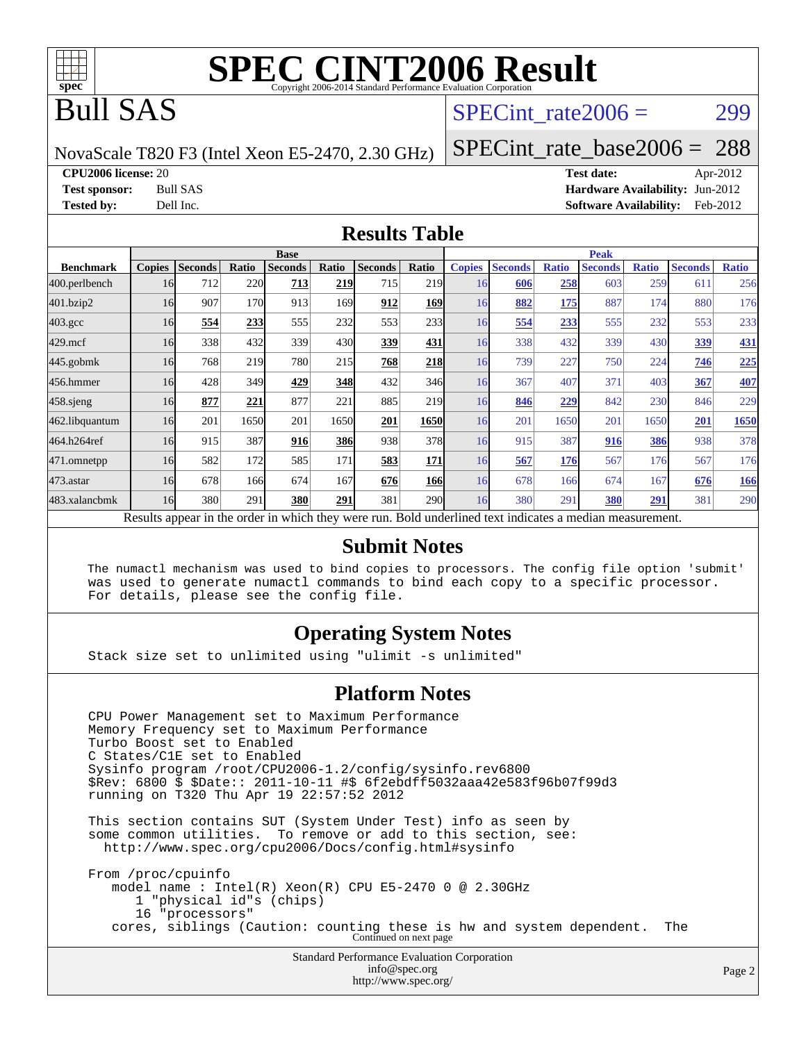# SPEC CINT2006 Result

Copyright 2006-2014 Standard Performance Evaluation Corporation

# Bull SAS

NovaScale T820 F3 (Intel Xeon E5-2470, 2.30 GHz)

SPECint_rate2006 = 299

SPECint_rate_base2006 = 288

**CPU2006 license:** 20
**Test sponsor:** Bull SAS
**Tested by:** Dell Inc.

**Test date:** Apr-2012
**Hardware Availability:** Jun-2012
**Software Availability:** Feb-2012

## Results Table

| | Base | | | | | | | Peak | | | | | | |
|---|---|---|---|---|---|---|---|---|---|---|---|---|---|---|
| **Benchmark** | **Copies** | **Seconds** | **Ratio** | **Seconds** | **Ratio** | **Seconds** | **Ratio** | **Copies** | **Seconds** | **Ratio** | **Seconds** | **Ratio** | **Seconds** | **Ratio** |
| 400.perlbench | 16 | 712 | 220 | **713** | **219** | 715 | 219 | 16 | **606** | **258** | 603 | 259 | 611 | 256 |
| 401.bzip2 | 16 | 907 | 170 | 913 | 169 | **912** | **169** | 16 | **882** | **175** | 887 | 174 | 880 | 176 |
| 403.gcc | 16 | **554** | **233** | 555 | 232 | 553 | 233 | 16 | **554** | **233** | 555 | 232 | 553 | 233 |
| 429.mcf | 16 | 338 | 432 | 339 | 430 | **339** | **431** | 16 | 338 | 432 | 339 | 430 | **339** | **431** |
| 445.gobmk | 16 | 768 | 219 | 780 | 215 | **768** | **218** | 16 | 739 | 227 | 750 | 224 | **746** | **225** |
| 456.hmmer | 16 | 428 | 349 | **429** | **348** | 432 | 346 | 16 | 367 | 407 | 371 | 403 | **367** | **407** |
| 458.sjeng | 16 | **877** | **221** | 877 | 221 | 885 | 219 | 16 | **846** | **229** | 842 | 230 | 846 | 229 |
| 462.libquantum | 16 | 201 | 1650 | 201 | 1650 | **201** | **1650** | 16 | 201 | 1650 | 201 | 1650 | **201** | **1650** |
| 464.h264ref | 16 | 915 | 387 | **916** | **386** | 938 | 378 | 16 | 915 | 387 | **916** | **386** | 938 | 378 |
| 471.omnetpp | 16 | 582 | 172 | 585 | 171 | **583** | **171** | 16 | **567** | **176** | 567 | 176 | 567 | 176 |
| 473.astar | 16 | 678 | 166 | 674 | 167 | **676** | **166** | 16 | 678 | 166 | 674 | 167 | **676** | **166** |
| 483.xalancbmk | 16 | 380 | 291 | **380** | **291** | 381 | 290 | 16 | 380 | 291 | **380** | **291** | 381 | 290 |

Results appear in the order in which they were run. Bold underlined text indicates a median measurement.

## Submit Notes

```
The numactl mechanism was used to bind copies to processors. The config file option 'submit'
was used to generate numactl commands to bind each copy to a specific processor.
For details, please see the config file.
```

## Operating System Notes

```
Stack size set to unlimited using "ulimit -s unlimited"
```

## Platform Notes

```
CPU Power Management set to Maximum Performance
Memory Frequency set to Maximum Performance
Turbo Boost set to Enabled
C States/C1E set to Enabled
Sysinfo program /root/CPU2006-1.2/config/sysinfo.rev6800
$Rev: 6800 $ $Date:: 2011-10-11 #$ 6f2ebdff5032aaa42e583f96b07f99d3
running on T320 Thu Apr 19 22:57:52 2012

This section contains SUT (System Under Test) info as seen by
some common utilities.  To remove or add to this section, see:
  http://www.spec.org/cpu2006/Docs/config.html#sysinfo

From /proc/cpuinfo
   model name : Intel(R) Xeon(R) CPU E5-2470 0 @ 2.30GHz
      1 "physical id"s (chips)
      16 "processors"
   cores, siblings (Caution: counting these is hw and system dependent.  The
```

Continued on next page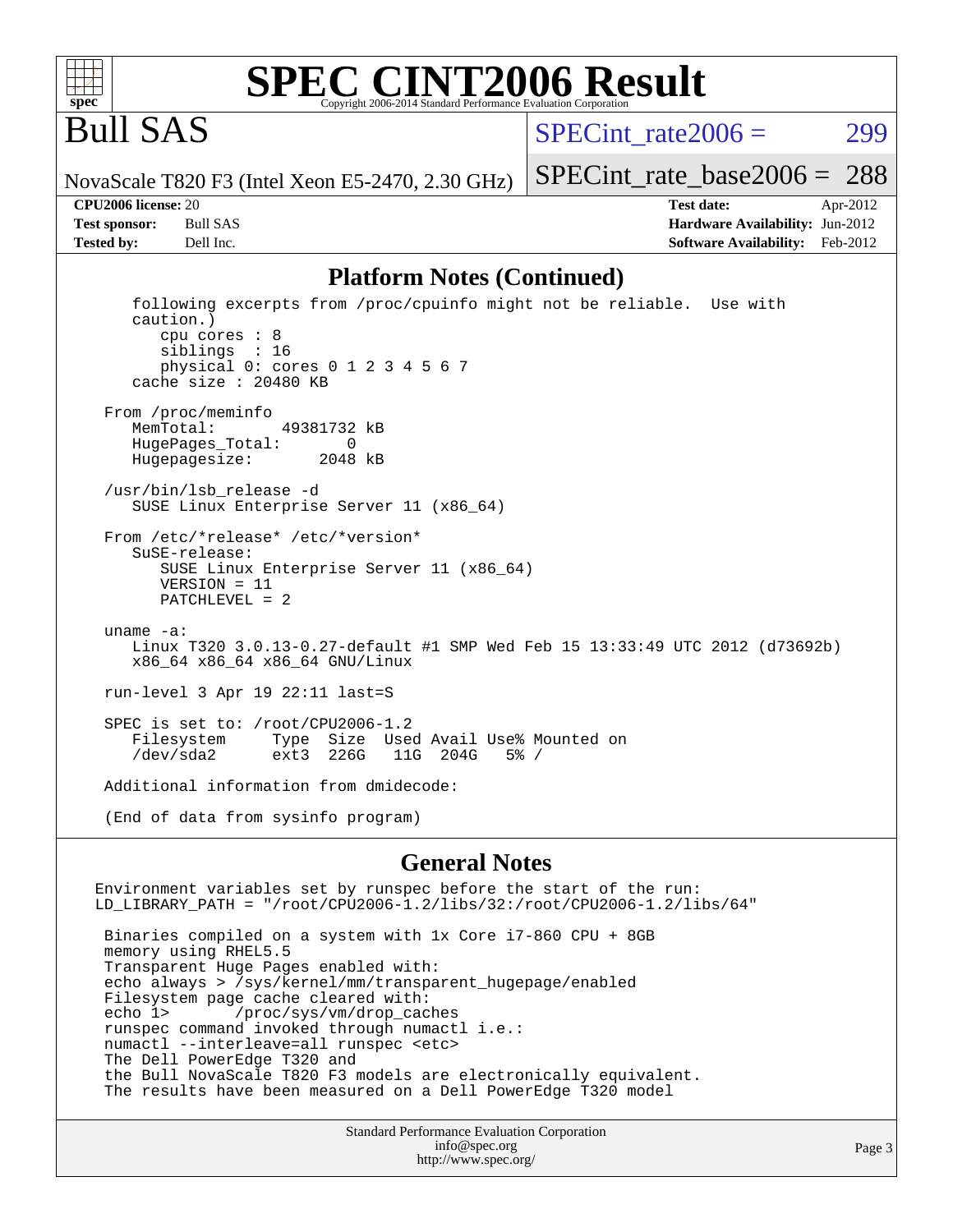# SPEC CINT2006 Result

Copyright 2006-2014 Standard Performance Evaluation Corporation

## Bull SAS

NovaScale T820 F3 (Intel Xeon E5-2470, 2.30 GHz)

SPECint_rate2006 = 299

SPECint_rate_base2006 = 288

**CPU2006 license:** 20
**Test sponsor:** Bull SAS
**Tested by:** Dell Inc.

**Test date:** Apr-2012
**Hardware Availability:** Jun-2012
**Software Availability:** Feb-2012

## Platform Notes (Continued)

```
      following excerpts from /proc/cpuinfo might not be reliable.  Use with
      caution.)
         cpu cores : 8
         siblings  : 16
         physical 0: cores 0 1 2 3 4 5 6 7
      cache size : 20480 KB

   From /proc/meminfo
      MemTotal:       49381732 kB
      HugePages_Total:       0
      Hugepagesize:       2048 kB

   /usr/bin/lsb_release -d
      SUSE Linux Enterprise Server 11 (x86_64)

   From /etc/*release* /etc/*version*
      SuSE-release:
         SUSE Linux Enterprise Server 11 (x86_64)
         VERSION = 11
         PATCHLEVEL = 2

   uname -a:
      Linux T320 3.0.13-0.27-default #1 SMP Wed Feb 15 13:33:49 UTC 2012 (d73692b)
      x86_64 x86_64 x86_64 GNU/Linux

   run-level 3 Apr 19 22:11 last=S

   SPEC is set to: /root/CPU2006-1.2
      Filesystem     Type  Size  Used Avail Use% Mounted on
      /dev/sda2      ext3  226G   11G  204G   5% /

   Additional information from dmidecode:

   (End of data from sysinfo program)
```

## General Notes

```
 Environment variables set by runspec before the start of the run:
 LD_LIBRARY_PATH = "/root/CPU2006-1.2/libs/32:/root/CPU2006-1.2/libs/64"

  Binaries compiled on a system with 1x Core i7-860 CPU + 8GB
  memory using RHEL5.5
  Transparent Huge Pages enabled with:
  echo always > /sys/kernel/mm/transparent_hugepage/enabled
  Filesystem page cache cleared with:
  echo 1>       /proc/sys/vm/drop_caches
  runspec command invoked through numactl i.e.:
  numactl --interleave=all runspec <etc>
  The Dell PowerEdge T320 and
  the Bull NovaScale T820 F3 models are electronically equivalent.
  The results have been measured on a Dell PowerEdge T320 model
```

Standard Performance Evaluation Corporation
info@spec.org
http://www.spec.org/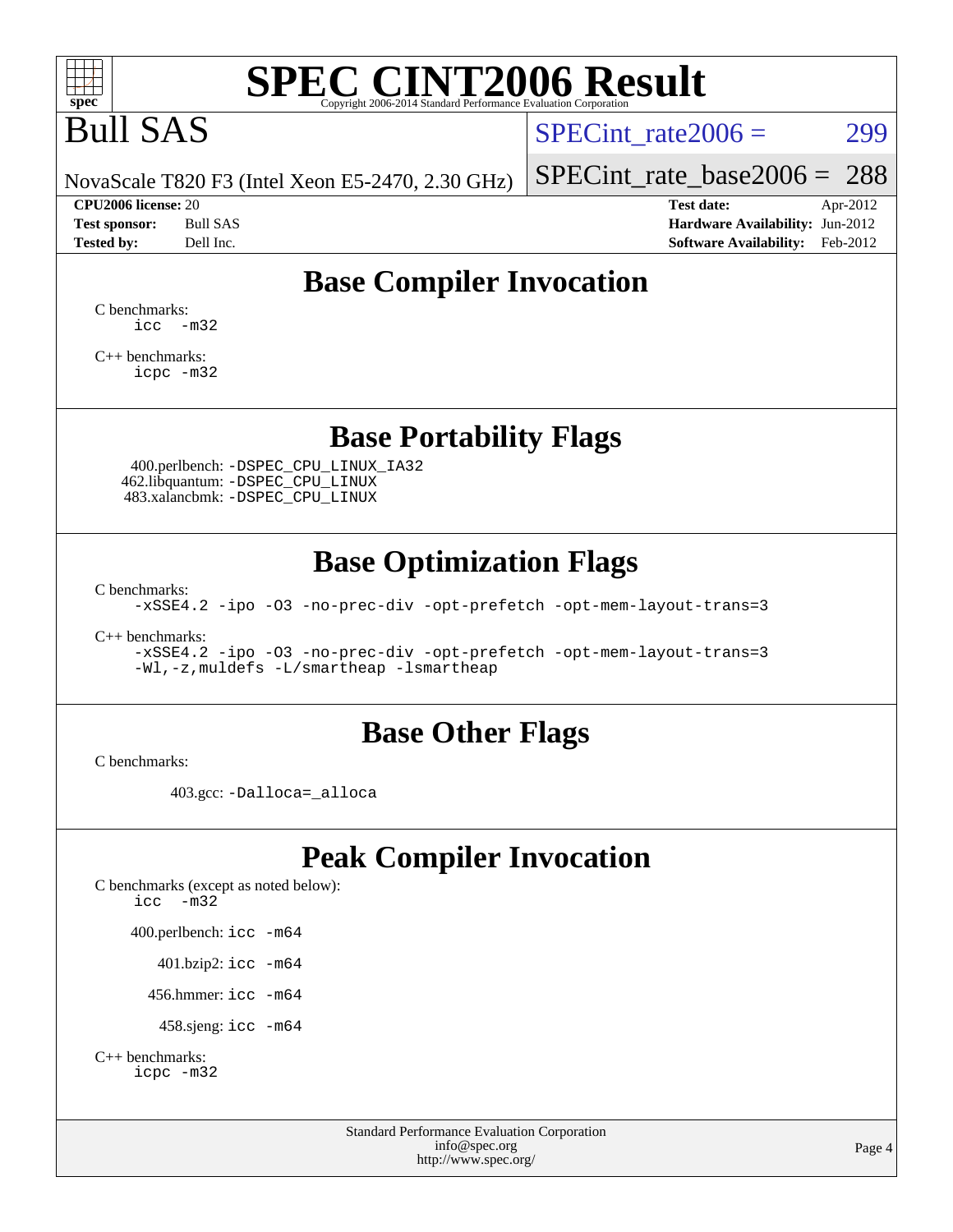# SPEC CINT2006 Result

Copyright 2006-2014 Standard Performance Evaluation Corporation

# Bull SAS

NovaScale T820 F3 (Intel Xeon E5-2470, 2.30 GHz)

SPECint_rate2006 = 299

SPECint_rate_base2006 = 288

| | | | |
|---|---|---|---|
| **CPU2006 license:** | 20 | **Test date:** | Apr-2012 |
| **Test sponsor:** | Bull SAS | **Hardware Availability:** | Jun-2012 |
| **Tested by:** | Dell Inc. | **Software Availability:** | Feb-2012 |

## Base Compiler Invocation

C benchmarks:
```
icc  -m32
```

C++ benchmarks:
```
icpc -m32
```

## Base Portability Flags

400.perlbench: `-DSPEC_CPU_LINUX_IA32`
462.libquantum: `-DSPEC_CPU_LINUX`
483.xalancbmk: `-DSPEC_CPU_LINUX`

## Base Optimization Flags

C benchmarks:
```
-xSSE4.2 -ipo -O3 -no-prec-div -opt-prefetch -opt-mem-layout-trans=3
```

C++ benchmarks:
```
-xSSE4.2 -ipo -O3 -no-prec-div -opt-prefetch -opt-mem-layout-trans=3
-Wl,-z,muldefs -L/smartheap -lsmartheap
```

## Base Other Flags

C benchmarks:

403.gcc: `-Dalloca=_alloca`

## Peak Compiler Invocation

C benchmarks (except as noted below):
```
icc  -m32
```

400.perlbench: `icc -m64`

401.bzip2: `icc -m64`

456.hmmer: `icc -m64`

458.sjeng: `icc -m64`

C++ benchmarks:
```
icpc -m32
```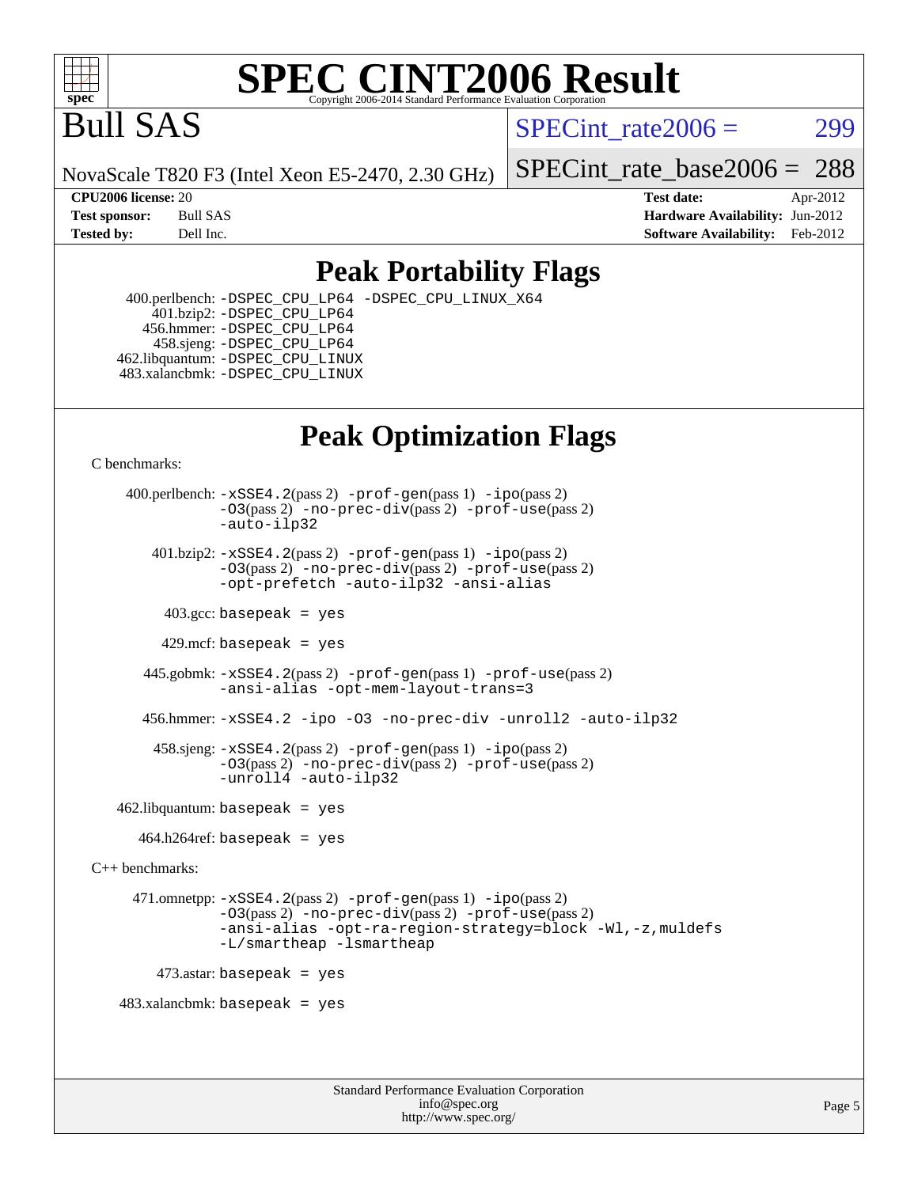# SPEC CINT2006 Result

Copyright 2006-2014 Standard Performance Evaluation Corporation

# Bull SAS

NovaScale T820 F3 (Intel Xeon E5-2470, 2.30 GHz)

SPECint_rate2006 = 299

SPECint_rate_base2006 = 288

**CPU2006 license:** 20
**Test sponsor:** Bull SAS
**Tested by:** Dell Inc.

**Test date:** Apr-2012
**Hardware Availability:** Jun-2012
**Software Availability:** Feb-2012

## Peak Portability Flags

400.perlbench: -DSPEC_CPU_LP64 -DSPEC_CPU_LINUX_X64
401.bzip2: -DSPEC_CPU_LP64
456.hmmer: -DSPEC_CPU_LP64
458.sjeng: -DSPEC_CPU_LP64
462.libquantum: -DSPEC_CPU_LINUX
483.xalancbmk: -DSPEC_CPU_LINUX

## Peak Optimization Flags

C benchmarks:

400.perlbench: -xSSE4.2(pass 2) -prof-gen(pass 1) -ipo(pass 2) -O3(pass 2) -no-prec-div(pass 2) -prof-use(pass 2) -auto-ilp32

401.bzip2: -xSSE4.2(pass 2) -prof-gen(pass 1) -ipo(pass 2) -O3(pass 2) -no-prec-div(pass 2) -prof-use(pass 2) -opt-prefetch -auto-ilp32 -ansi-alias

403.gcc: basepeak = yes

429.mcf: basepeak = yes

445.gobmk: -xSSE4.2(pass 2) -prof-gen(pass 1) -prof-use(pass 2) -ansi-alias -opt-mem-layout-trans=3

456.hmmer: -xSSE4.2 -ipo -O3 -no-prec-div -unroll2 -auto-ilp32

458.sjeng: -xSSE4.2(pass 2) -prof-gen(pass 1) -ipo(pass 2) -O3(pass 2) -no-prec-div(pass 2) -prof-use(pass 2) -unroll4 -auto-ilp32

462.libquantum: basepeak = yes

464.h264ref: basepeak = yes

C++ benchmarks:

471.omnetpp: -xSSE4.2(pass 2) -prof-gen(pass 1) -ipo(pass 2) -O3(pass 2) -no-prec-div(pass 2) -prof-use(pass 2) -ansi-alias -opt-ra-region-strategy=block -Wl,-z,muldefs -L/smartheap -lsmartheap

473.astar: basepeak = yes

483.xalancbmk: basepeak = yes

Standard Performance Evaluation Corporation
info@spec.org
http://www.spec.org/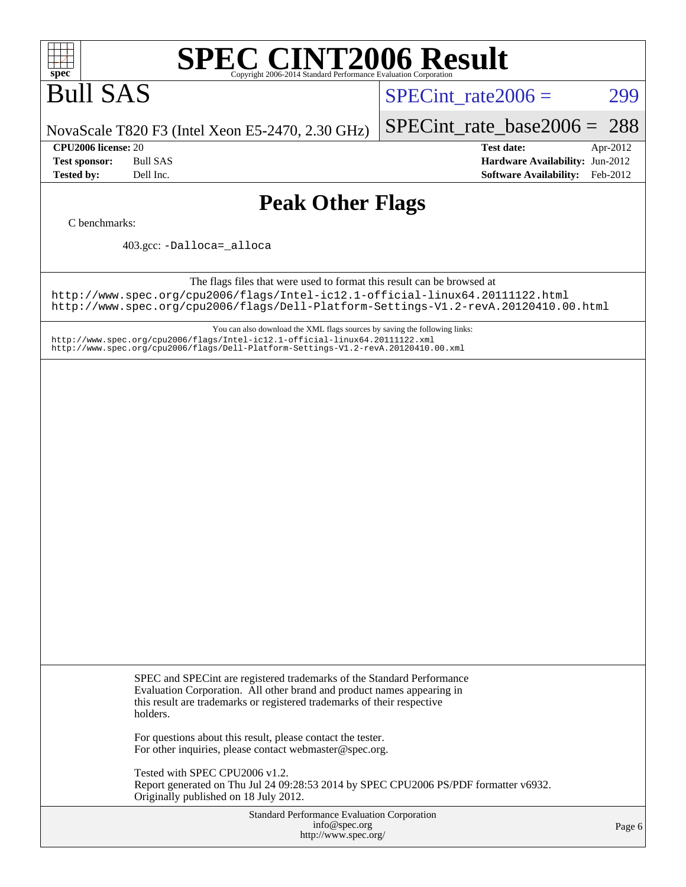# Peak Other Flags

C benchmarks:

403.gcc: `-Dalloca=_alloca`

The flags files that were used to format this result can be browsed at
http://www.spec.org/cpu2006/flags/Intel-ic12.1-official-linux64.20111122.html
http://www.spec.org/cpu2006/flags/Dell-Platform-Settings-V1.2-revA.20120410.00.html

You can also download the XML flags sources by saving the following links:
http://www.spec.org/cpu2006/flags/Intel-ic12.1-official-linux64.20111122.xml
http://www.spec.org/cpu2006/flags/Dell-Platform-Settings-V1.2-revA.20120410.00.xml

SPEC and SPECint are registered trademarks of the Standard Performance Evaluation Corporation. All other brand and product names appearing in this result are trademarks or registered trademarks of their respective holders.

For questions about this result, please contact the tester.
For other inquiries, please contact webmaster@spec.org.

Tested with SPEC CPU2006 v1.2.
Report generated on Thu Jul 24 09:28:53 2014 by SPEC CPU2006 PS/PDF formatter v6932.
Originally published on 18 July 2012.